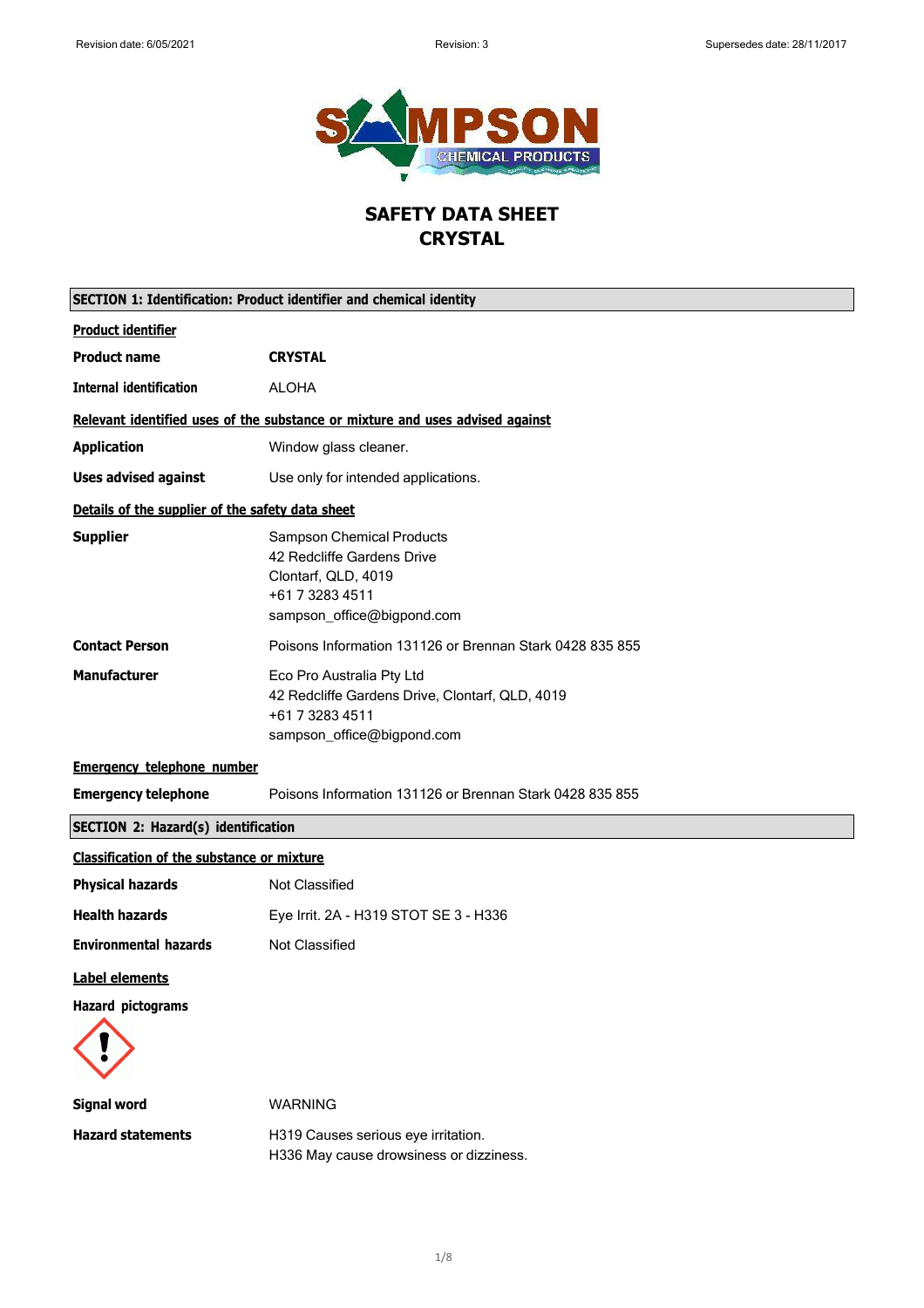# SAFETY DATA SHEET
# CRYSTAL

## SECTION 1: Identification: Product identifier and chemical identity

**Product identifier**

| | |
|---|---|
| **Product name** | **CRYSTAL** |
| **Internal identification** | ALOHA |

**Relevant identified uses of the substance or mixture and uses advised against**

| | |
|---|---|
| **Application** | Window glass cleaner. |
| **Uses advised against** | Use only for intended applications. |

**Details of the supplier of the safety data sheet**

| | |
|---|---|
| **Supplier** | Sampson Chemical Products<br>42 Redcliffe Gardens Drive<br>Clontarf, QLD, 4019<br>+61 7 3283 4511<br>sampson_office@bigpond.com |
| **Contact Person** | Poisons Information 131126 or Brennan Stark 0428 835 855 |
| **Manufacturer** | Eco Pro Australia Pty Ltd<br>42 Redcliffe Gardens Drive, Clontarf, QLD, 4019<br>+61 7 3283 4511<br>sampson_office@bigpond.com |

**Emergency telephone number**

| | |
|---|---|
| **Emergency telephone** | Poisons Information 131126 or Brennan Stark 0428 835 855 |

## SECTION 2: Hazard(s) identification

**Classification of the substance or mixture**

| | |
|---|---|
| **Physical hazards** | Not Classified |
| **Health hazards** | Eye Irrit. 2A - H319 STOT SE 3 - H336 |
| **Environmental hazards** | Not Classified |

**Label elements**

**Hazard pictograms**

| | |
|---|---|
| **Signal word** | WARNING |
| **Hazard statements** | H319 Causes serious eye irritation.<br>H336 May cause drowsiness or dizziness. |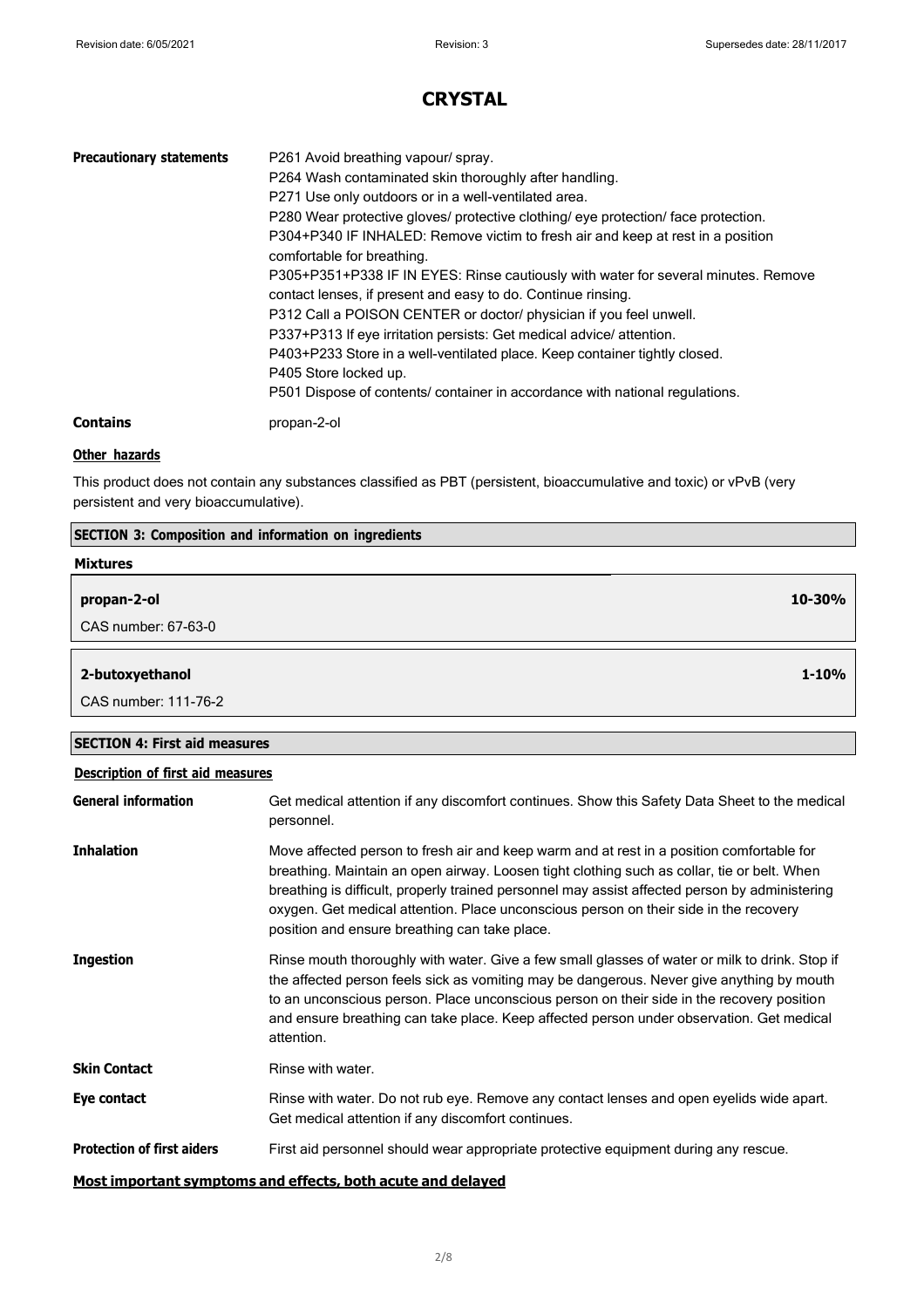| | |
|---|---|
| **Precautionary statements** | P261 Avoid breathing vapour/ spray.<br>P264 Wash contaminated skin thoroughly after handling.<br>P271 Use only outdoors or in a well-ventilated area.<br>P280 Wear protective gloves/ protective clothing/ eye protection/ face protection.<br>P304+P340 IF INHALED: Remove victim to fresh air and keep at rest in a position comfortable for breathing.<br>P305+P351+P338 IF IN EYES: Rinse cautiously with water for several minutes. Remove contact lenses, if present and easy to do. Continue rinsing.<br>P312 Call a POISON CENTER or doctor/ physician if you feel unwell.<br>P337+P313 If eye irritation persists: Get medical advice/ attention.<br>P403+P233 Store in a well-ventilated place. Keep container tightly closed.<br>P405 Store locked up.<br>P501 Dispose of contents/ container in accordance with national regulations. |
| **Contains** | propan-2-ol |

**Other hazards**

This product does not contain any substances classified as PBT (persistent, bioaccumulative and toxic) or vPvB (very persistent and very bioaccumulative).

## SECTION 3: Composition and information on ingredients

**Mixtures**

| Ingredient | Concentration |
|---|---|
| **propan-2-ol**<br>CAS number: 67-63-0 | **10-30%** |
| **2-butoxyethanol**<br>CAS number: 111-76-2 | **1-10%** |

## SECTION 4: First aid measures

**Description of first aid measures**

**General information** Get medical attention if any discomfort continues. Show this Safety Data Sheet to the medical personnel.

**Inhalation** Move affected person to fresh air and keep warm and at rest in a position comfortable for breathing. Maintain an open airway. Loosen tight clothing such as collar, tie or belt. When breathing is difficult, properly trained personnel may assist affected person by administering oxygen. Get medical attention. Place unconscious person on their side in the recovery position and ensure breathing can take place.

**Ingestion** Rinse mouth thoroughly with water. Give a few small glasses of water or milk to drink. Stop if the affected person feels sick as vomiting may be dangerous. Never give anything by mouth to an unconscious person. Place unconscious person on their side in the recovery position and ensure breathing can take place. Keep affected person under observation. Get medical attention.

**Skin Contact** Rinse with water.

**Eye contact** Rinse with water. Do not rub eye. Remove any contact lenses and open eyelids wide apart. Get medical attention if any discomfort continues.

**Protection of first aiders** First aid personnel should wear appropriate protective equipment during any rescue.

**Most important symptoms and effects, both acute and delayed**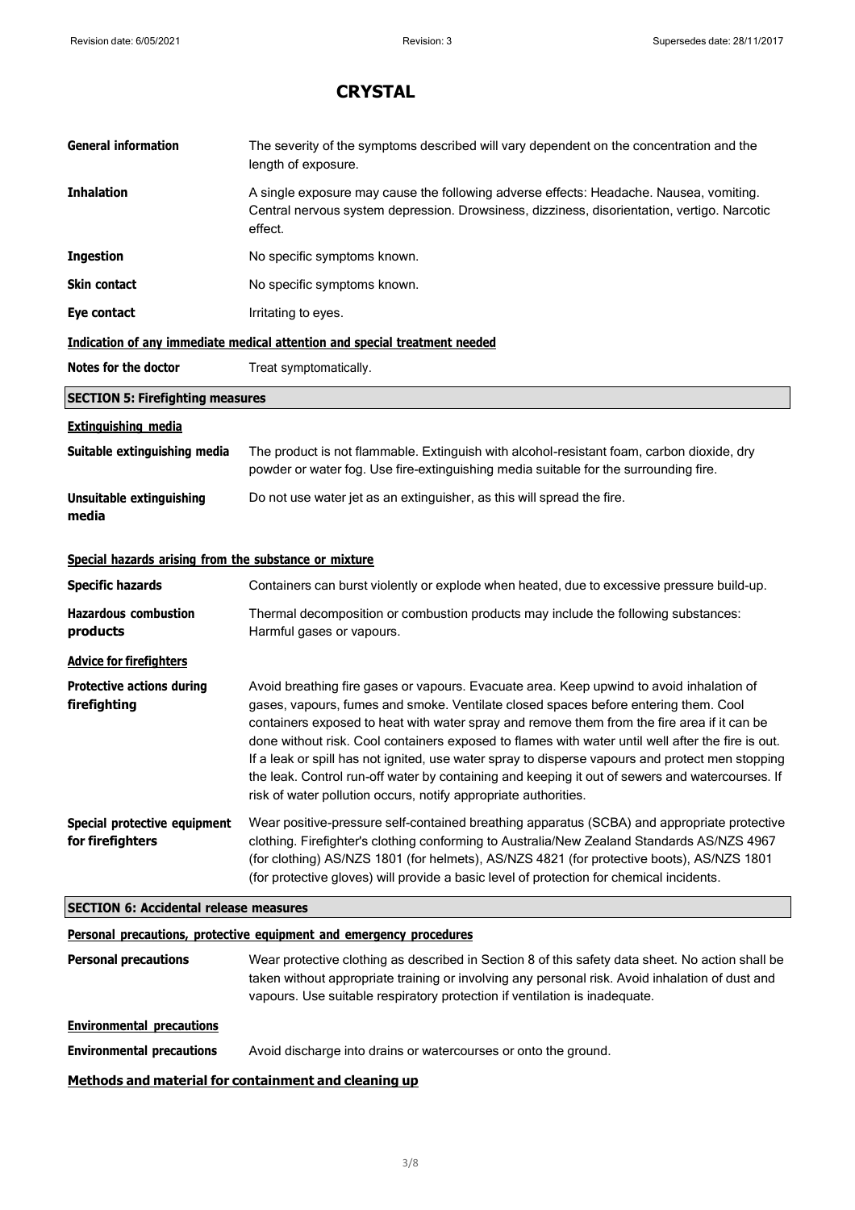# CRYSTAL

**General information** The severity of the symptoms described will vary dependent on the concentration and the length of exposure.

**Inhalation** A single exposure may cause the following adverse effects: Headache. Nausea, vomiting. Central nervous system depression. Drowsiness, dizziness, disorientation, vertigo. Narcotic effect.

**Ingestion** No specific symptoms known.

**Skin contact** No specific symptoms known.

**Eye contact** Irritating to eyes.

**Indication of any immediate medical attention and special treatment needed**

**Notes for the doctor** Treat symptomatically.

## SECTION 5: Firefighting measures

**Extinguishing media**

**Suitable extinguishing media** The product is not flammable. Extinguish with alcohol-resistant foam, carbon dioxide, dry powder or water fog. Use fire-extinguishing media suitable for the surrounding fire.

**Unsuitable extinguishing media** Do not use water jet as an extinguisher, as this will spread the fire.

**Special hazards arising from the substance or mixture**

**Specific hazards** Containers can burst violently or explode when heated, due to excessive pressure build-up.

**Hazardous combustion products** Thermal decomposition or combustion products may include the following substances: Harmful gases or vapours.

**Advice for firefighters**

**Protective actions during firefighting** Avoid breathing fire gases or vapours. Evacuate area. Keep upwind to avoid inhalation of gases, vapours, fumes and smoke. Ventilate closed spaces before entering them. Cool containers exposed to heat with water spray and remove them from the fire area if it can be done without risk. Cool containers exposed to flames with water until well after the fire is out. If a leak or spill has not ignited, use water spray to disperse vapours and protect men stopping the leak. Control run-off water by containing and keeping it out of sewers and watercourses. If risk of water pollution occurs, notify appropriate authorities.

**Special protective equipment for firefighters** Wear positive-pressure self-contained breathing apparatus (SCBA) and appropriate protective clothing. Firefighter's clothing conforming to Australia/New Zealand Standards AS/NZS 4967 (for clothing) AS/NZS 1801 (for helmets), AS/NZS 4821 (for protective boots), AS/NZS 1801 (for protective gloves) will provide a basic level of protection for chemical incidents.

## SECTION 6: Accidental release measures

**Personal precautions, protective equipment and emergency procedures**

**Personal precautions** Wear protective clothing as described in Section 8 of this safety data sheet. No action shall be taken without appropriate training or involving any personal risk. Avoid inhalation of dust and vapours. Use suitable respiratory protection if ventilation is inadequate.

**Environmental precautions**

**Environmental precautions** Avoid discharge into drains or watercourses or onto the ground.

**Methods and material for containment and cleaning up**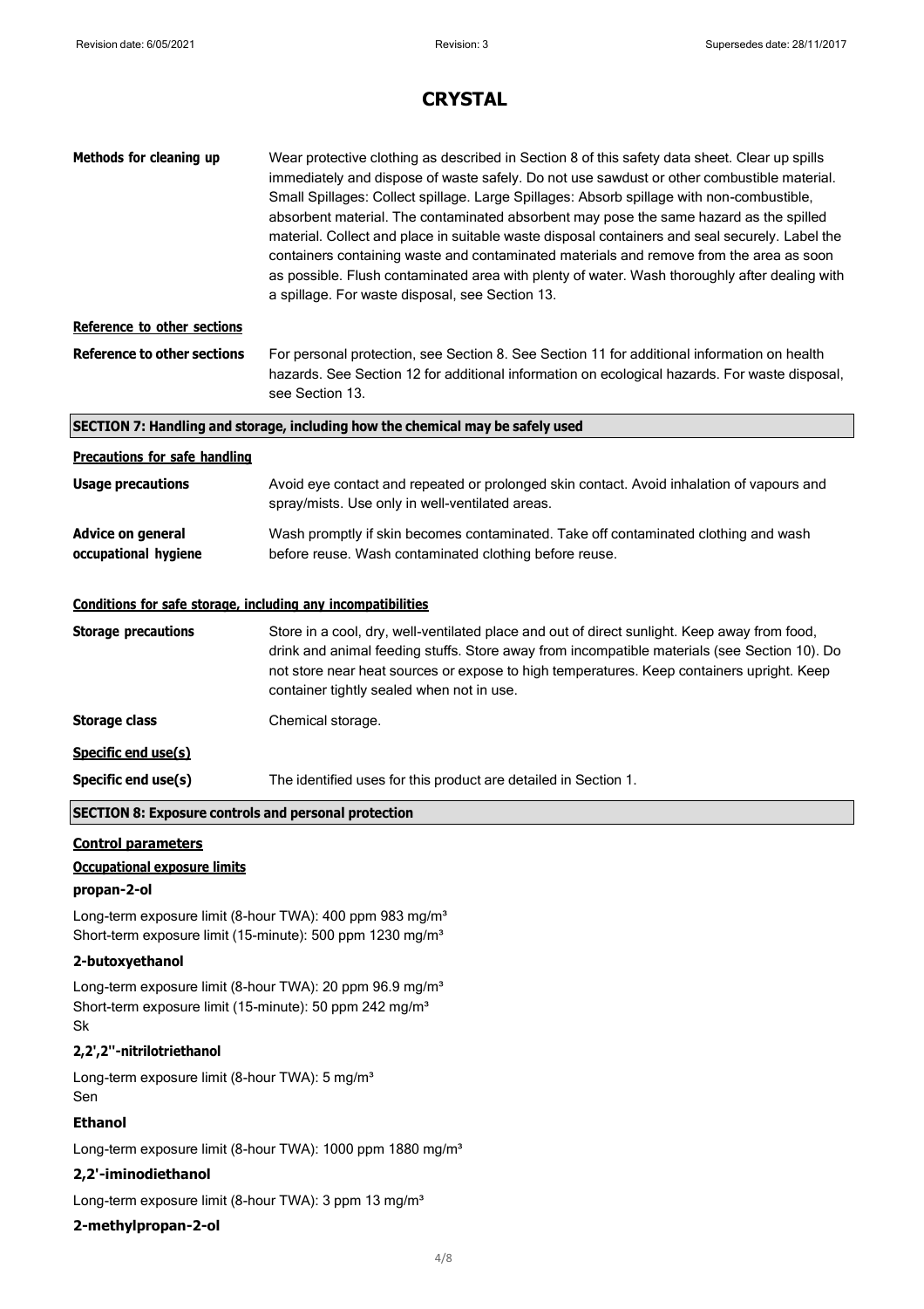# CRYSTAL

| | |
|---|---|
| **Methods for cleaning up** | Wear protective clothing as described in Section 8 of this safety data sheet. Clear up spills immediately and dispose of waste safely. Do not use sawdust or other combustible material. Small Spillages: Collect spillage. Large Spillages: Absorb spillage with non-combustible, absorbent material. The contaminated absorbent may pose the same hazard as the spilled material. Collect and place in suitable waste disposal containers and seal securely. Label the containers containing waste and contaminated materials and remove from the area as soon as possible. Flush contaminated area with plenty of water. Wash thoroughly after dealing with a spillage. For waste disposal, see Section 13. |

**Reference to other sections**

| | |
|---|---|
| **Reference to other sections** | For personal protection, see Section 8. See Section 11 for additional information on health hazards. See Section 12 for additional information on ecological hazards. For waste disposal, see Section 13. |

## SECTION 7: Handling and storage, including how the chemical may be safely used

**Precautions for safe handling**

| | |
|---|---|
| **Usage precautions** | Avoid eye contact and repeated or prolonged skin contact. Avoid inhalation of vapours and spray/mists. Use only in well-ventilated areas. |
| **Advice on general occupational hygiene** | Wash promptly if skin becomes contaminated. Take off contaminated clothing and wash before reuse. Wash contaminated clothing before reuse. |

**Conditions for safe storage, including any incompatibilities**

| | |
|---|---|
| **Storage precautions** | Store in a cool, dry, well-ventilated place and out of direct sunlight. Keep away from food, drink and animal feeding stuffs. Store away from incompatible materials (see Section 10). Do not store near heat sources or expose to high temperatures. Keep containers upright. Keep container tightly sealed when not in use. |
| **Storage class** | Chemical storage. |

**Specific end use(s)**

| | |
|---|---|
| **Specific end use(s)** | The identified uses for this product are detailed in Section 1. |

## SECTION 8: Exposure controls and personal protection

**Control parameters**

**Occupational exposure limits**

**propan-2-ol**

Long-term exposure limit (8-hour TWA): 400 ppm 983 mg/m³
Short-term exposure limit (15-minute): 500 ppm 1230 mg/m³

**2-butoxyethanol**

Long-term exposure limit (8-hour TWA): 20 ppm 96.9 mg/m³
Short-term exposure limit (15-minute): 50 ppm 242 mg/m³
Sk

**2,2',2''-nitrilotriethanol**

Long-term exposure limit (8-hour TWA): 5 mg/m³
Sen

**Ethanol**

Long-term exposure limit (8-hour TWA): 1000 ppm 1880 mg/m³

**2,2'-iminodiethanol**

Long-term exposure limit (8-hour TWA): 3 ppm 13 mg/m³

**2-methylpropan-2-ol**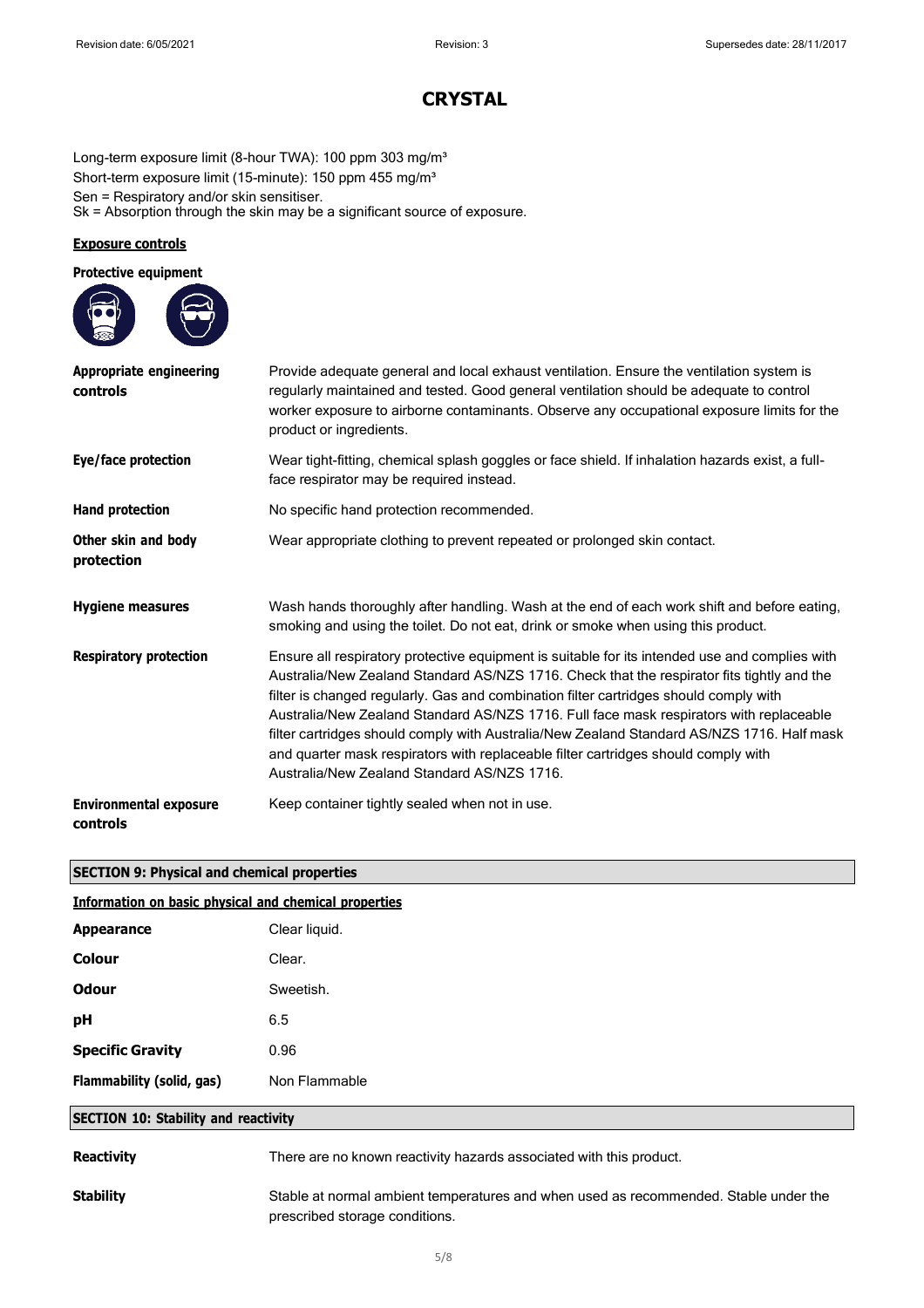Long-term exposure limit (8-hour TWA): 100 ppm 303 mg/m³
Short-term exposure limit (15-minute): 150 ppm 455 mg/m³
Sen = Respiratory and/or skin sensitiser.
Sk = Absorption through the skin may be a significant source of exposure.

### Exposure controls

**Protective equipment**

| | |
|---|---|
| **Appropriate engineering controls** | Provide adequate general and local exhaust ventilation. Ensure the ventilation system is regularly maintained and tested. Good general ventilation should be adequate to control worker exposure to airborne contaminants. Observe any occupational exposure limits for the product or ingredients. |
| **Eye/face protection** | Wear tight-fitting, chemical splash goggles or face shield. If inhalation hazards exist, a full-face respirator may be required instead. |
| **Hand protection** | No specific hand protection recommended. |
| **Other skin and body protection** | Wear appropriate clothing to prevent repeated or prolonged skin contact. |
| **Hygiene measures** | Wash hands thoroughly after handling. Wash at the end of each work shift and before eating, smoking and using the toilet. Do not eat, drink or smoke when using this product. |
| **Respiratory protection** | Ensure all respiratory protective equipment is suitable for its intended use and complies with Australia/New Zealand Standard AS/NZS 1716. Check that the respirator fits tightly and the filter is changed regularly. Gas and combination filter cartridges should comply with Australia/New Zealand Standard AS/NZS 1716. Full face mask respirators with replaceable filter cartridges should comply with Australia/New Zealand Standard AS/NZS 1716. Half mask and quarter mask respirators with replaceable filter cartridges should comply with Australia/New Zealand Standard AS/NZS 1716. |
| **Environmental exposure controls** | Keep container tightly sealed when not in use. |

## SECTION 9: Physical and chemical properties

### Information on basic physical and chemical properties

| | |
|---|---|
| **Appearance** | Clear liquid. |
| **Colour** | Clear. |
| **Odour** | Sweetish. |
| **pH** | 6.5 |
| **Specific Gravity** | 0.96 |
| **Flammability (solid, gas)** | Non Flammable |

## SECTION 10: Stability and reactivity

| | |
|---|---|
| **Reactivity** | There are no known reactivity hazards associated with this product. |
| **Stability** | Stable at normal ambient temperatures and when used as recommended. Stable under the prescribed storage conditions. |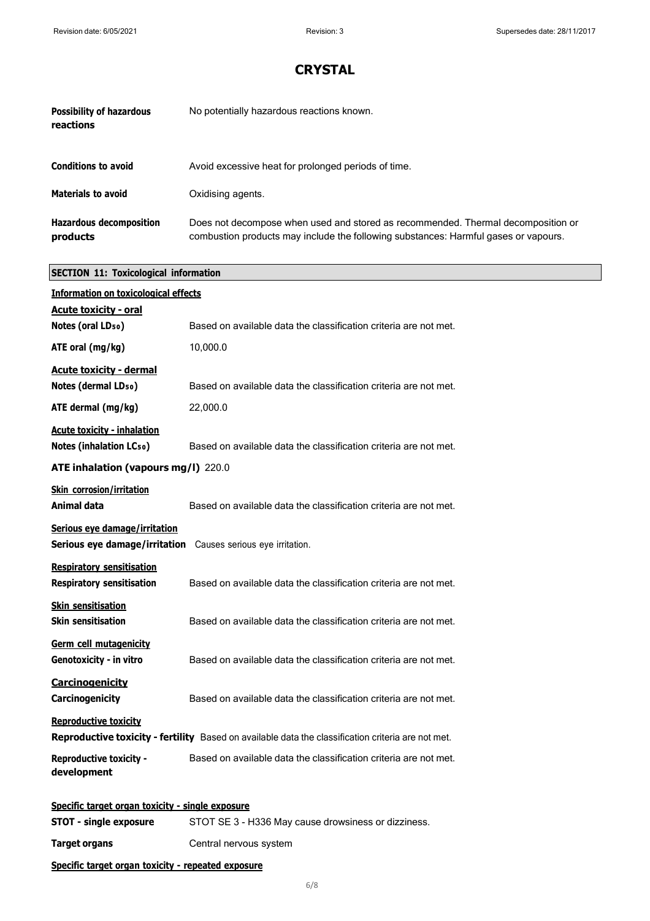# CRYSTAL

**Possibility of hazardous reactions** No potentially hazardous reactions known.

**Conditions to avoid** Avoid excessive heat for prolonged periods of time.

**Materials to avoid** Oxidising agents.

**Hazardous decomposition products** Does not decompose when used and stored as recommended. Thermal decomposition or combustion products may include the following substances: Harmful gases or vapours.

## SECTION 11: Toxicological information

**Information on toxicological effects**

**Acute toxicity - oral**

**Notes (oral $LD_{50}$)** Based on available data the classification criteria are not met.

**ATE oral (mg/kg)** 10,000.0

**Acute toxicity - dermal**

**Notes (dermal $LD_{50}$)** Based on available data the classification criteria are not met.

**ATE dermal (mg/kg)** 22,000.0

**Acute toxicity - inhalation**

**Notes (inhalation $LC_{50}$)** Based on available data the classification criteria are not met.

**ATE inhalation (vapours mg/l)** 220.0

**Skin corrosion/irritation**

**Animal data** Based on available data the classification criteria are not met.

**Serious eye damage/irritation**

**Serious eye damage/irritation** Causes serious eye irritation.

**Respiratory sensitisation**

**Respiratory sensitisation** Based on available data the classification criteria are not met.

**Skin sensitisation**

**Skin sensitisation** Based on available data the classification criteria are not met.

**Germ cell mutagenicity**

**Genotoxicity - in vitro** Based on available data the classification criteria are not met.

**Carcinogenicity**

**Carcinogenicity** Based on available data the classification criteria are not met.

**Reproductive toxicity**

**Reproductive toxicity - fertility** Based on available data the classification criteria are not met.

**Reproductive toxicity - development** Based on available data the classification criteria are not met.

**Specific target organ toxicity - single exposure**

**STOT - single exposure** STOT SE 3 - H336 May cause drowsiness or dizziness.

**Target organs** Central nervous system

**Specific target organ toxicity - repeated exposure**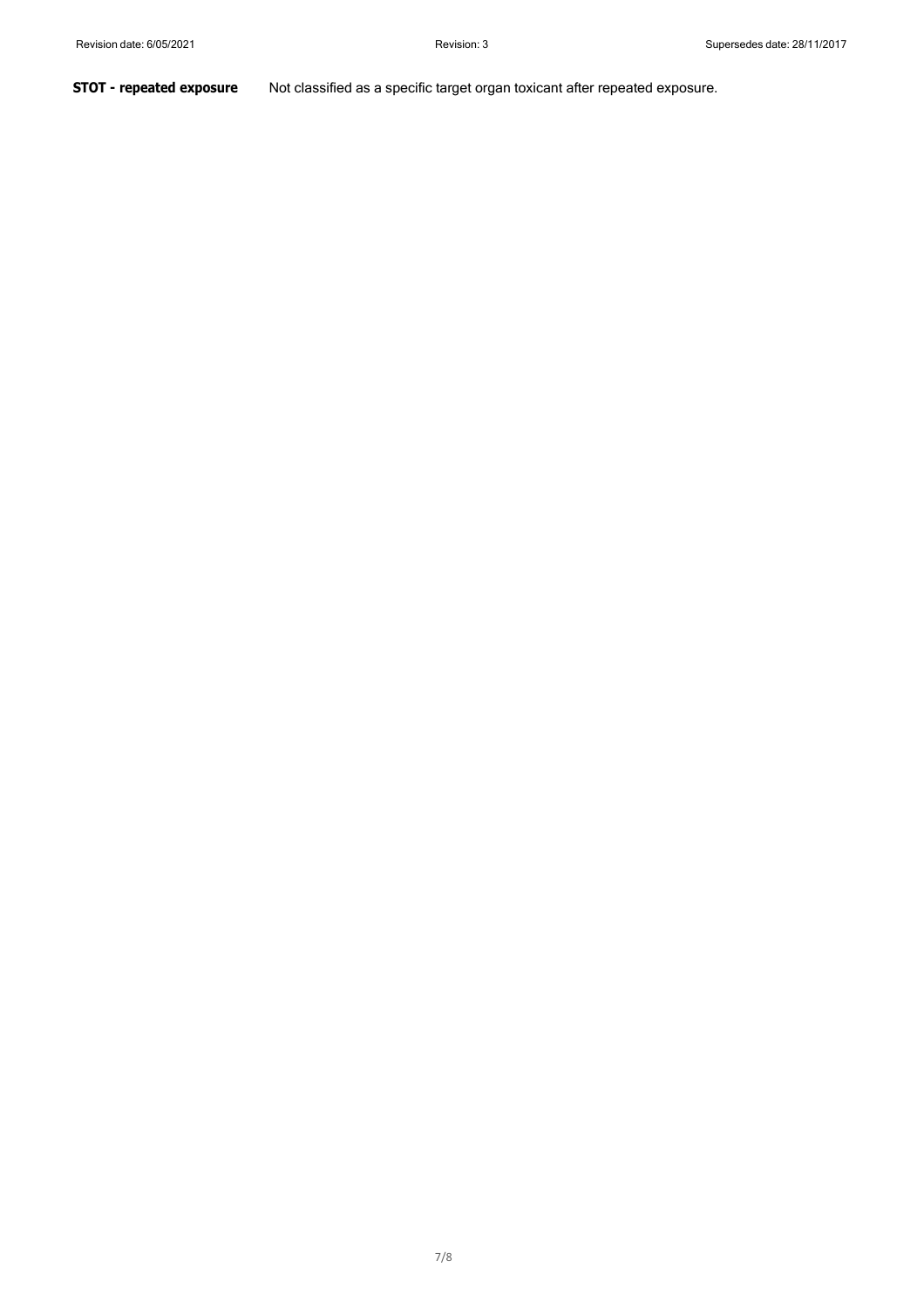**STOT - repeated exposure** Not classified as a specific target organ toxicant after repeated exposure.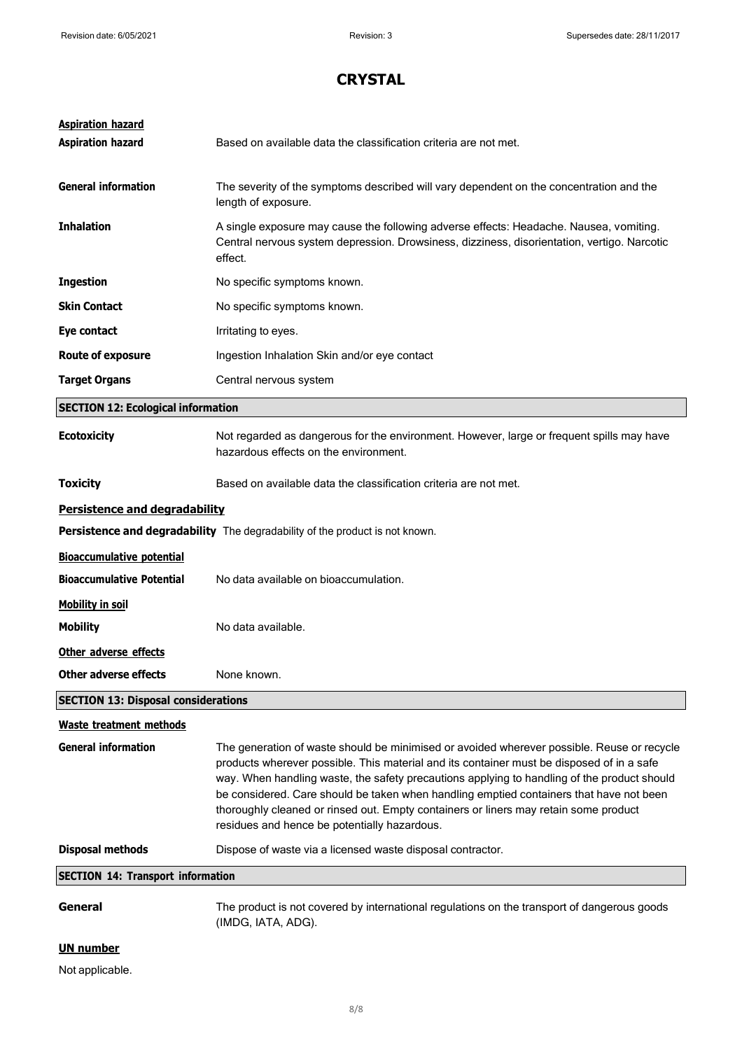# CRYSTAL

**Aspiration hazard**

**Aspiration hazard** Based on available data the classification criteria are not met.

**General information** The severity of the symptoms described will vary dependent on the concentration and the length of exposure.

**Inhalation** A single exposure may cause the following adverse effects: Headache. Nausea, vomiting. Central nervous system depression. Drowsiness, dizziness, disorientation, vertigo. Narcotic effect.

**Ingestion** No specific symptoms known.

**Skin Contact** No specific symptoms known.

**Eye contact** Irritating to eyes.

**Route of exposure** Ingestion Inhalation Skin and/or eye contact

**Target Organs** Central nervous system

## SECTION 12: Ecological information

**Ecotoxicity** Not regarded as dangerous for the environment. However, large or frequent spills may have hazardous effects on the environment.

**Toxicity** Based on available data the classification criteria are not met.

**Persistence and degradability**

**Persistence and degradability** The degradability of the product is not known.

**Bioaccumulative potential**

**Bioaccumulative Potential** No data available on bioaccumulation.

**Mobility in soil**

**Mobility** No data available.

**Other adverse effects**

**Other adverse effects** None known.

## SECTION 13: Disposal considerations

**Waste treatment methods**

**General information** The generation of waste should be minimised or avoided wherever possible. Reuse or recycle products wherever possible. This material and its container must be disposed of in a safe way. When handling waste, the safety precautions applying to handling of the product should be considered. Care should be taken when handling emptied containers that have not been thoroughly cleaned or rinsed out. Empty containers or liners may retain some product residues and hence be potentially hazardous.

**Disposal methods** Dispose of waste via a licensed waste disposal contractor.

## SECTION 14: Transport information

**General** The product is not covered by international regulations on the transport of dangerous goods (IMDG, IATA, ADG).

**UN number**

Not applicable.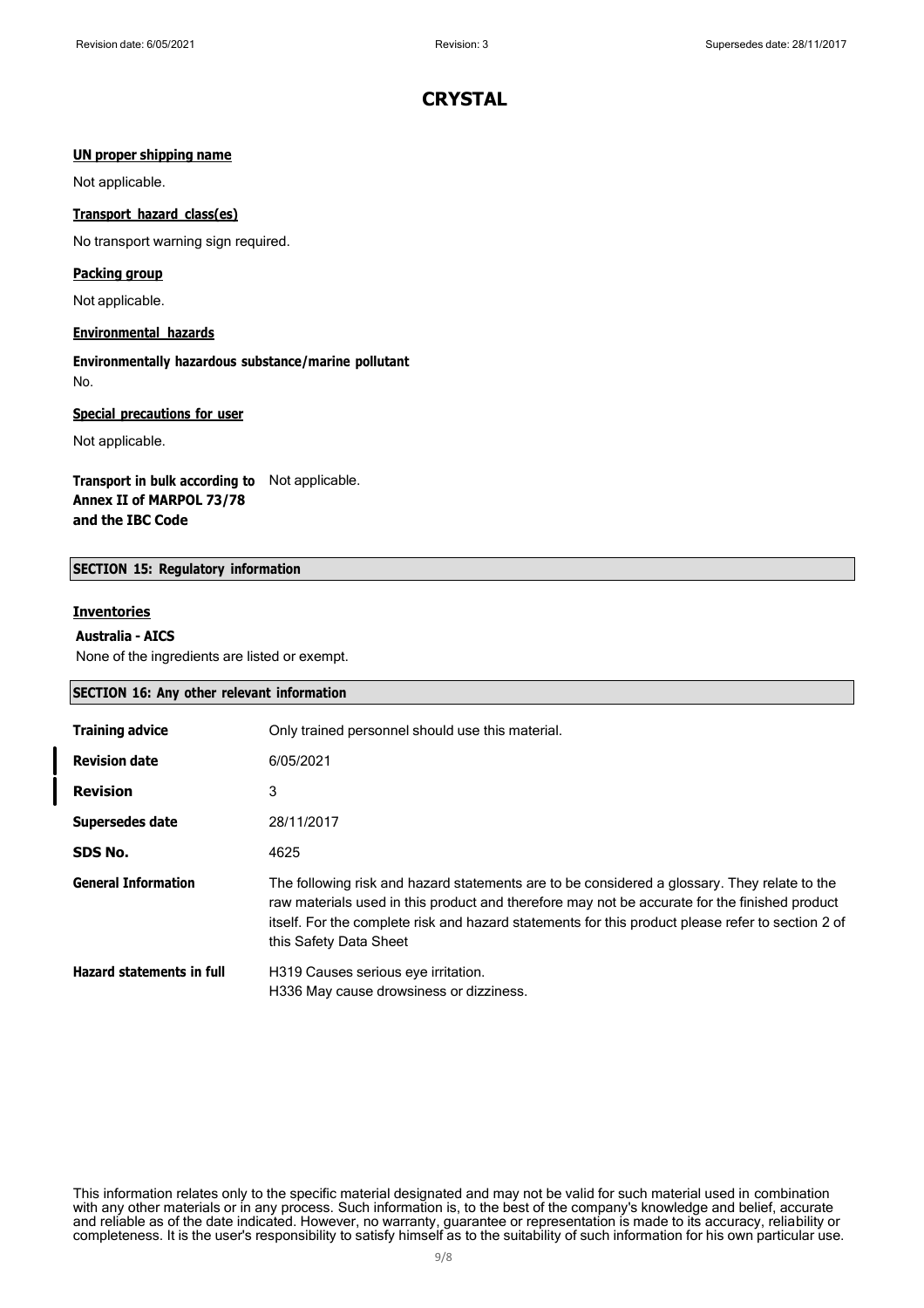# CRYSTAL

**UN proper shipping name**

Not applicable.

**Transport hazard class(es)**

No transport warning sign required.

**Packing group**

Not applicable.

**Environmental hazards**

**Environmentally hazardous substance/marine pollutant**

No.

**Special precautions for user**

Not applicable.

**Transport in bulk according to Annex II of MARPOL 73/78 and the IBC Code** Not applicable.

## SECTION 15: Regulatory information

**Inventories**

**Australia - AICS**

None of the ingredients are listed or exempt.

## SECTION 16: Any other relevant information

| | |
|---|---|
| **Training advice** | Only trained personnel should use this material. |
| **Revision date** | 6/05/2021 |
| **Revision** | 3 |
| **Supersedes date** | 28/11/2017 |
| **SDS No.** | 4625 |
| **General Information** | The following risk and hazard statements are to be considered a glossary. They relate to the raw materials used in this product and therefore may not be accurate for the finished product itself. For the complete risk and hazard statements for this product please refer to section 2 of this Safety Data Sheet |
| **Hazard statements in full** | H319 Causes serious eye irritation.<br>H336 May cause drowsiness or dizziness. |

This information relates only to the specific material designated and may not be valid for such material used in combination with any other materials or in any process. Such information is, to the best of the company's knowledge and belief, accurate and reliable as of the date indicated. However, no warranty, guarantee or representation is made to its accuracy, reliability or completeness. It is the user's responsibility to satisfy himself as to the suitability of such information for his own particular use.